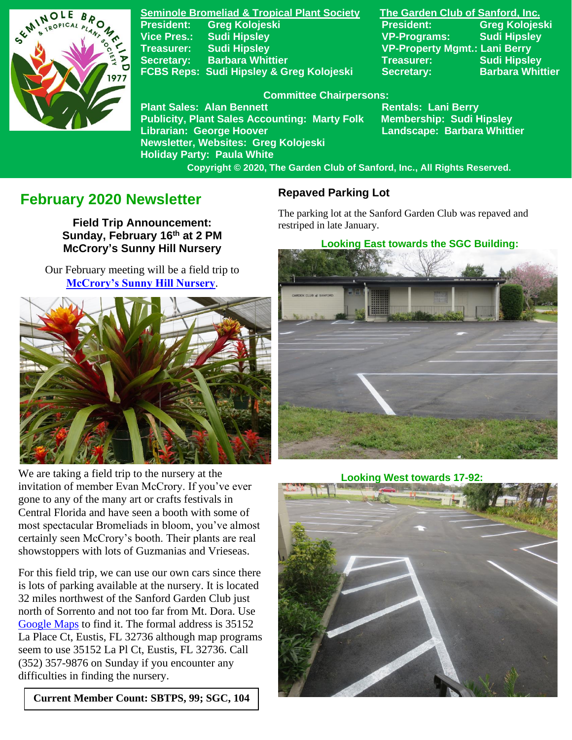**Seminole Bromeliad & Tropical Plant Society**

| | |
|---|---|
| President: | Greg Kolojeski |
| Vice Pres.: | Sudi Hipsley |
| Treasurer: | Sudi Hipsley |
| Secretary: | Barbara Whittier |
| FCBS Reps: | Sudi Hipsley & Greg Kolojeski |

**The Garden Club of Sanford, Inc.**

| | |
|---|---|
| President: | Greg Kolojeski |
| VP-Programs: | Sudi Hipsley |
| VP-Property Mgmt.: | Lani Berry |
| Treasurer: | Sudi Hipsley |
| Secretary: | Barbara Whittier |

**Committee Chairpersons:**

Plant Sales: Alan Bennett
Publicity, Plant Sales Accounting: Marty Folk
Librarian: George Hoover
Newsletter, Websites: Greg Kolojeski
Holiday Party: Paula White
Rentals: Lani Berry
Membership: Sudi Hipsley
Landscape: Barbara Whittier

Copyright © 2020, The Garden Club of Sanford, Inc., All Rights Reserved.

# February 2020 Newsletter

**Field Trip Announcement:**
**Sunday, February 16th at 2 PM**
**McCrory's Sunny Hill Nursery**

Our February meeting will be a field trip to [McCrory's Sunny Hill Nursery](https://www.google.com/search?q=McCrory%27s+Sunny+Hill+Nursery).

We are taking a field trip to the nursery at the invitation of member Evan McCrory. If you've ever gone to any of the many art or crafts festivals in Central Florida and have seen a booth with some of most spectacular Bromeliads in bloom, you've almost certainly seen McCrory's booth. Their plants are real showstoppers with lots of Guzmanias and Vrieseas.

For this field trip, we can use our own cars since there is lots of parking available at the nursery. It is located 32 miles northwest of the Sanford Garden Club just north of Sorrento and not too far from Mt. Dora. Use [Google Maps](https://www.google.com/maps) to find it. The formal address is 35152 La Place Ct, Eustis, FL 32736 although map programs seem to use 35152 La Pl Ct, Eustis, FL 32736. Call (352) 357-9876 on Sunday if you encounter any difficulties in finding the nursery.

**Current Member Count: SBTPS, 99; SGC, 104**

## Repaved Parking Lot

The parking lot at the Sanford Garden Club was repaved and restriped in late January.

**Looking East towards the SGC Building:**

**Looking West towards 17-92:**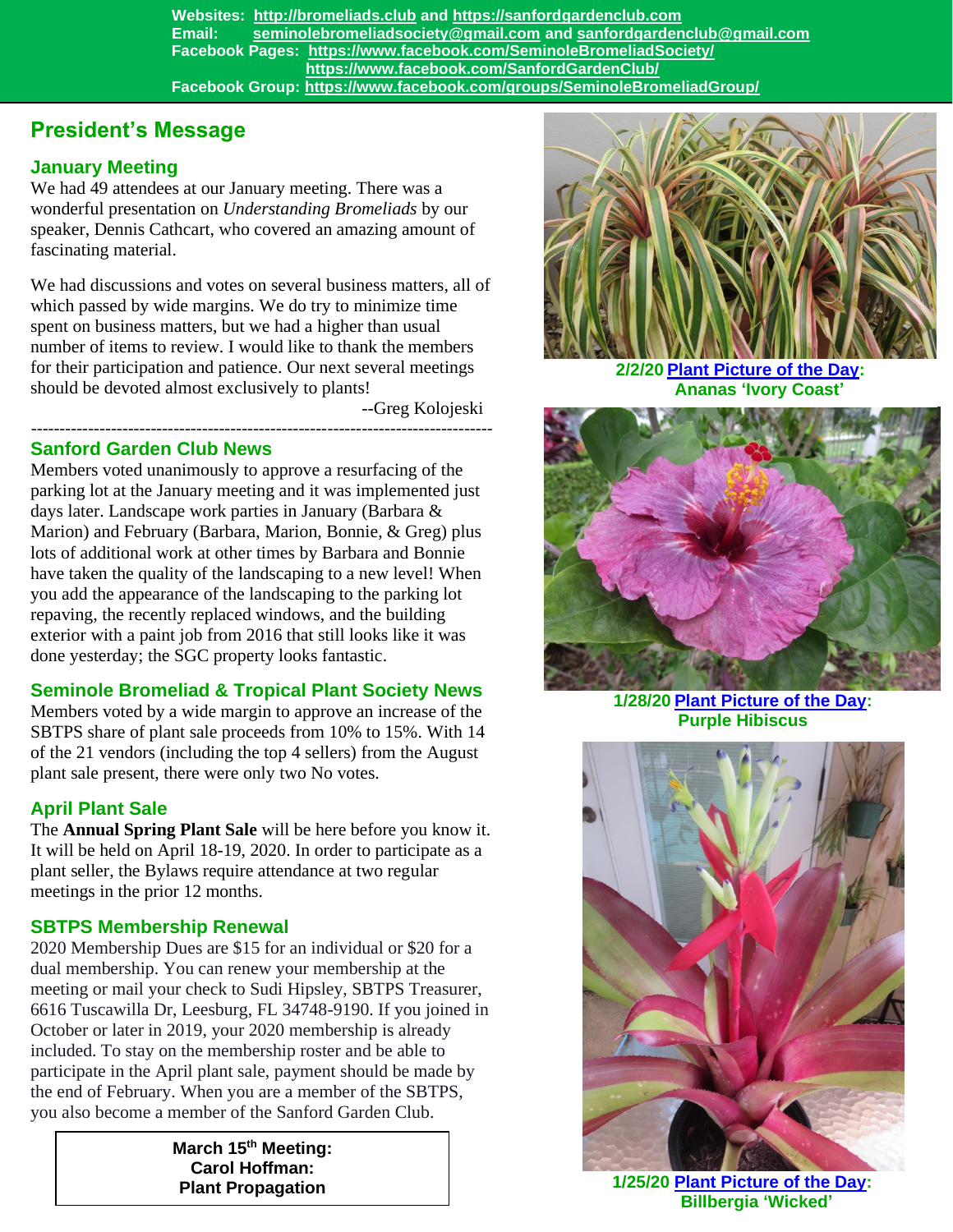**Websites:** http://bromeliads.club and https://sanfordgardenclub.com
**Email:** seminolebromeliadsociety@gmail.com and sanfordgardenclub@gmail.com
**Facebook Pages:** https://www.facebook.com/SeminoleBromeliadSociety/
https://www.facebook.com/SanfordGardenClub/
**Facebook Group:** https://www.facebook.com/groups/SeminoleBromeliadGroup/

## President's Message

### January Meeting

We had 49 attendees at our January meeting. There was a wonderful presentation on *Understanding Bromeliads* by our speaker, Dennis Cathcart, who covered an amazing amount of fascinating material.

We had discussions and votes on several business matters, all of which passed by wide margins. We do try to minimize time spent on business matters, but we had a higher than usual number of items to review. I would like to thank the members for their participation and patience. Our next several meetings should be devoted almost exclusively to plants!

--Greg Kolojeski

---

### Sanford Garden Club News

Members voted unanimously to approve a resurfacing of the parking lot at the January meeting and it was implemented just days later. Landscape work parties in January (Barbara & Marion) and February (Barbara, Marion, Bonnie, & Greg) plus lots of additional work at other times by Barbara and Bonnie have taken the quality of the landscaping to a new level! When you add the appearance of the landscaping to the parking lot repaving, the recently replaced windows, and the building exterior with a paint job from 2016 that still looks like it was done yesterday; the SGC property looks fantastic.

### Seminole Bromeliad & Tropical Plant Society News

Members voted by a wide margin to approve an increase of the SBTPS share of plant sale proceeds from 10% to 15%. With 14 of the 21 vendors (including the top 4 sellers) from the August plant sale present, there were only two No votes.

### April Plant Sale

The **Annual Spring Plant Sale** will be here before you know it. It will be held on April 18-19, 2020. In order to participate as a plant seller, the Bylaws require attendance at two regular meetings in the prior 12 months.

### SBTPS Membership Renewal

2020 Membership Dues are $15 for an individual or $20 for a dual membership. You can renew your membership at the meeting or mail your check to Sudi Hipsley, SBTPS Treasurer, 6616 Tuscawilla Dr, Leesburg, FL 34748-9190. If you joined in October or later in 2019, your 2020 membership is already included. To stay on the membership roster and be able to participate in the April plant sale, payment should be made by the end of February. When you are a member of the SBTPS, you also become a member of the Sanford Garden Club.

**March 15th Meeting:**
**Carol Hoffman:**
**Plant Propagation**

**2/2/20 Plant Picture of the Day: Ananas 'Ivory Coast'**

**1/28/20 Plant Picture of the Day: Purple Hibiscus**

**1/25/20 Plant Picture of the Day: Billbergia 'Wicked'**